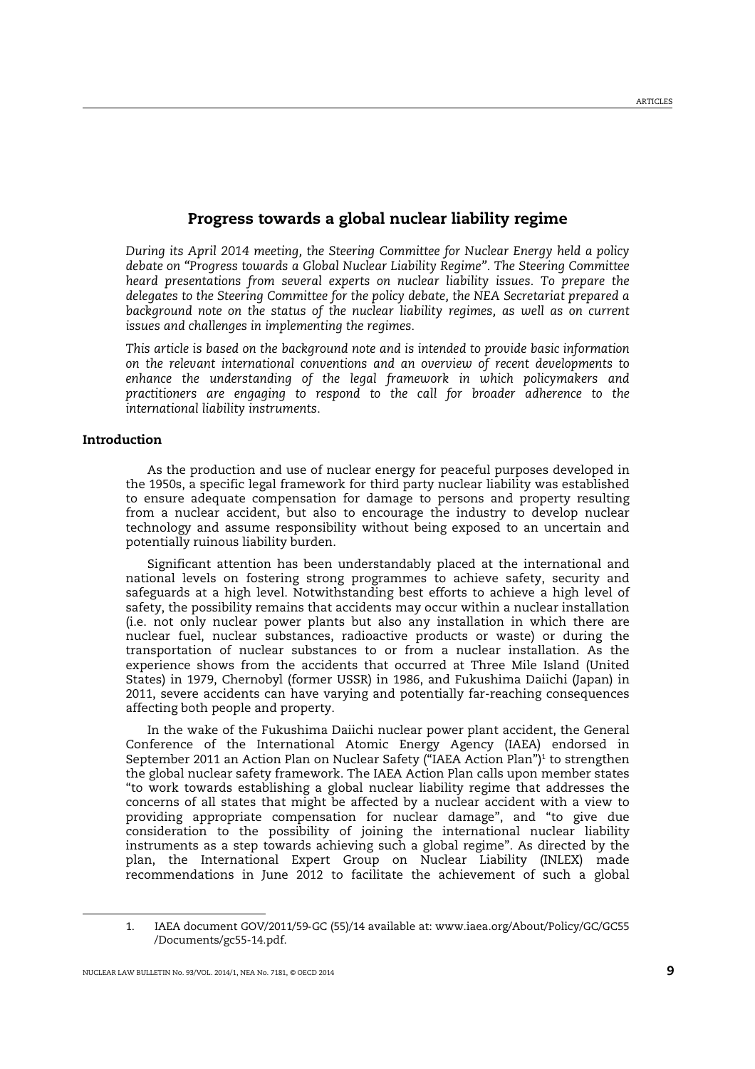# Progress towards a global nuclear liability regime

*During its April 2014 meeting, the Steering Committee for Nuclear Energy held a policy debate on "Progress towards a Global Nuclear Liability Regime". The Steering Committee heard presentations from several experts on nuclear liability issues. To prepare the delegates to the Steering Committee for the policy debate, the NEA Secretariat prepared a background note on the status of the nuclear liability regimes, as well as on current issues and challenges in implementing the regimes.*

*This article is based on the background note and is intended to provide basic information on the relevant international conventions and an overview of recent developments to enhance the understanding of the legal framework in which policymakers and practitioners are engaging to respond to the call for broader adherence to the international liability instruments.*

## Introduction

As the production and use of nuclear energy for peaceful purposes developed in the 1950s, a specific legal framework for third party nuclear liability was established to ensure adequate compensation for damage to persons and property resulting from a nuclear accident, but also to encourage the industry to develop nuclear technology and assume responsibility without being exposed to an uncertain and potentially ruinous liability burden.

Significant attention has been understandably placed at the international and national levels on fostering strong programmes to achieve safety, security and safeguards at a high level. Notwithstanding best efforts to achieve a high level of safety, the possibility remains that accidents may occur within a nuclear installation (i.e. not only nuclear power plants but also any installation in which there are nuclear fuel, nuclear substances, radioactive products or waste) or during the transportation of nuclear substances to or from a nuclear installation. As the experience shows from the accidents that occurred at Three Mile Island (United States) in 1979, Chernobyl (former USSR) in 1986, and Fukushima Daiichi (Japan) in 2011, severe accidents can have varying and potentially far-reaching consequences affecting both people and property.

In the wake of the Fukushima Daiichi nuclear power plant accident, the General Conference of the International Atomic Energy Agency (IAEA) endorsed in September 2011 an Action Plan on Nuclear Safety ("IAEA Action Plan")[1] to strengthen the global nuclear safety framework. The IAEA Action Plan calls upon member states "to work towards establishing a global nuclear liability regime that addresses the concerns of all states that might be affected by a nuclear accident with a view to providing appropriate compensation for nuclear damage", and "to give due consideration to the possibility of joining the international nuclear liability instruments as a step towards achieving such a global regime". As directed by the plan, the International Expert Group on Nuclear Liability (INLEX) made recommendations in June 2012 to facilitate the achievement of such a global

---

1. IAEA document GOV/2011/59-GC (55)/14 available at: www.iaea.org/About/Policy/GC/GC55/Documents/gc55-14.pdf.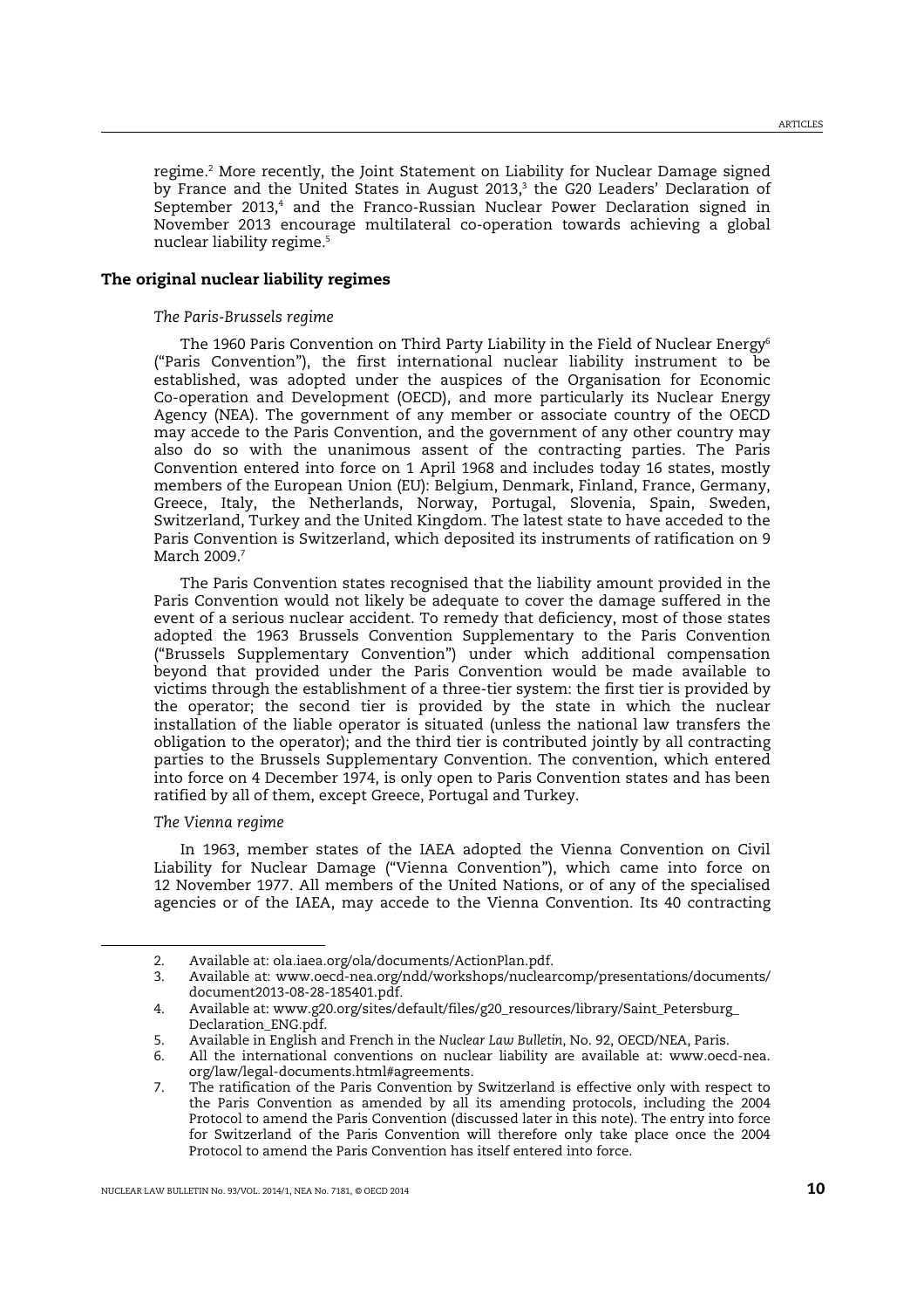regime.[2] More recently, the Joint Statement on Liability for Nuclear Damage signed by France and the United States in August 2013,[3] the G20 Leaders' Declaration of September 2013,[4] and the Franco-Russian Nuclear Power Declaration signed in November 2013 encourage multilateral co-operation towards achieving a global nuclear liability regime.[5]

## The original nuclear liability regimes

### *The Paris-Brussels regime*

The 1960 Paris Convention on Third Party Liability in the Field of Nuclear Energy[6] ("Paris Convention"), the first international nuclear liability instrument to be established, was adopted under the auspices of the Organisation for Economic Co-operation and Development (OECD), and more particularly its Nuclear Energy Agency (NEA). The government of any member or associate country of the OECD may accede to the Paris Convention, and the government of any other country may also do so with the unanimous assent of the contracting parties. The Paris Convention entered into force on 1 April 1968 and includes today 16 states, mostly members of the European Union (EU): Belgium, Denmark, Finland, France, Germany, Greece, Italy, the Netherlands, Norway, Portugal, Slovenia, Spain, Sweden, Switzerland, Turkey and the United Kingdom. The latest state to have acceded to the Paris Convention is Switzerland, which deposited its instruments of ratification on 9 March 2009.[7]

The Paris Convention states recognised that the liability amount provided in the Paris Convention would not likely be adequate to cover the damage suffered in the event of a serious nuclear accident. To remedy that deficiency, most of those states adopted the 1963 Brussels Convention Supplementary to the Paris Convention ("Brussels Supplementary Convention") under which additional compensation beyond that provided under the Paris Convention would be made available to victims through the establishment of a three-tier system: the first tier is provided by the operator; the second tier is provided by the state in which the nuclear installation of the liable operator is situated (unless the national law transfers the obligation to the operator); and the third tier is contributed jointly by all contracting parties to the Brussels Supplementary Convention. The convention, which entered into force on 4 December 1974, is only open to Paris Convention states and has been ratified by all of them, except Greece, Portugal and Turkey.

### *The Vienna regime*

In 1963, member states of the IAEA adopted the Vienna Convention on Civil Liability for Nuclear Damage ("Vienna Convention"), which came into force on 12 November 1977. All members of the United Nations, or of any of the specialised agencies or of the IAEA, may accede to the Vienna Convention. Its 40 contracting

---

2. Available at: ola.iaea.org/ola/documents/ActionPlan.pdf.
3. Available at: www.oecd-nea.org/ndd/workshops/nuclearcomp/presentations/documents/document2013-08-28-185401.pdf.
4. Available at: www.g20.org/sites/default/files/g20_resources/library/Saint_Petersburg_Declaration_ENG.pdf.
5. Available in English and French in the *Nuclear Law Bulletin*, No. 92, OECD/NEA, Paris.
6. All the international conventions on nuclear liability are available at: www.oecd-nea.org/law/legal-documents.html#agreements.
7. The ratification of the Paris Convention by Switzerland is effective only with respect to the Paris Convention as amended by all its amending protocols, including the 2004 Protocol to amend the Paris Convention (discussed later in this note). The entry into force for Switzerland of the Paris Convention will therefore only take place once the 2004 Protocol to amend the Paris Convention has itself entered into force.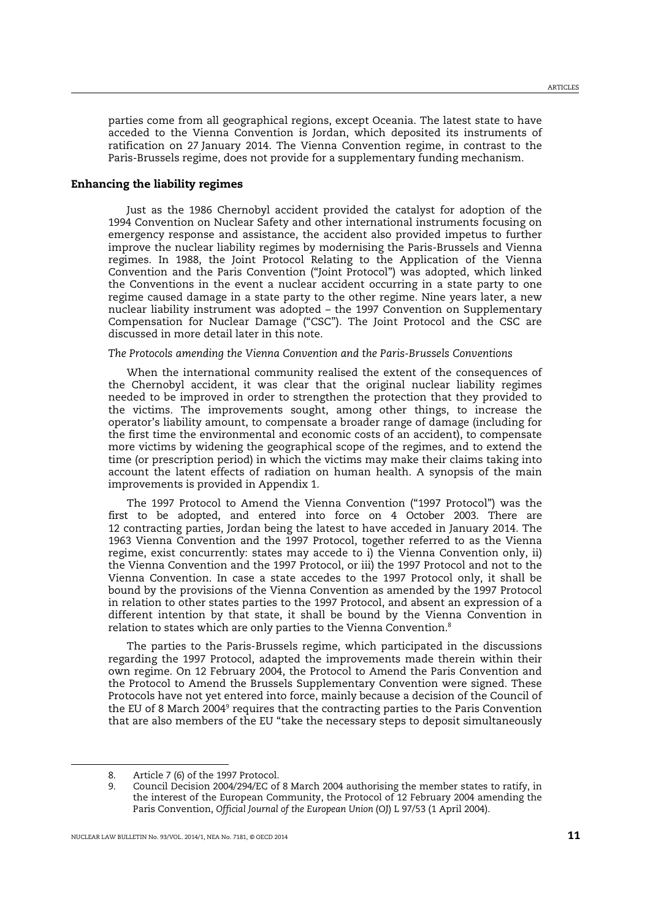parties come from all geographical regions, except Oceania. The latest state to have acceded to the Vienna Convention is Jordan, which deposited its instruments of ratification on 27 January 2014. The Vienna Convention regime, in contrast to the Paris-Brussels regime, does not provide for a supplementary funding mechanism.

## Enhancing the liability regimes

Just as the 1986 Chernobyl accident provided the catalyst for adoption of the 1994 Convention on Nuclear Safety and other international instruments focusing on emergency response and assistance, the accident also provided impetus to further improve the nuclear liability regimes by modernising the Paris-Brussels and Vienna regimes. In 1988, the Joint Protocol Relating to the Application of the Vienna Convention and the Paris Convention ("Joint Protocol") was adopted, which linked the Conventions in the event a nuclear accident occurring in a state party to one regime caused damage in a state party to the other regime. Nine years later, a new nuclear liability instrument was adopted – the 1997 Convention on Supplementary Compensation for Nuclear Damage ("CSC"). The Joint Protocol and the CSC are discussed in more detail later in this note.

*The Protocols amending the Vienna Convention and the Paris-Brussels Conventions*

When the international community realised the extent of the consequences of the Chernobyl accident, it was clear that the original nuclear liability regimes needed to be improved in order to strengthen the protection that they provided to the victims. The improvements sought, among other things, to increase the operator's liability amount, to compensate a broader range of damage (including for the first time the environmental and economic costs of an accident), to compensate more victims by widening the geographical scope of the regimes, and to extend the time (or prescription period) in which the victims may make their claims taking into account the latent effects of radiation on human health. A synopsis of the main improvements is provided in Appendix 1.

The 1997 Protocol to Amend the Vienna Convention ("1997 Protocol") was the first to be adopted, and entered into force on 4 October 2003. There are 12 contracting parties, Jordan being the latest to have acceded in January 2014. The 1963 Vienna Convention and the 1997 Protocol, together referred to as the Vienna regime, exist concurrently: states may accede to i) the Vienna Convention only, ii) the Vienna Convention and the 1997 Protocol, or iii) the 1997 Protocol and not to the Vienna Convention. In case a state accedes to the 1997 Protocol only, it shall be bound by the provisions of the Vienna Convention as amended by the 1997 Protocol in relation to other states parties to the 1997 Protocol, and absent an expression of a different intention by that state, it shall be bound by the Vienna Convention in relation to states which are only parties to the Vienna Convention.[8]

The parties to the Paris-Brussels regime, which participated in the discussions regarding the 1997 Protocol, adapted the improvements made therein within their own regime. On 12 February 2004, the Protocol to Amend the Paris Convention and the Protocol to Amend the Brussels Supplementary Convention were signed. These Protocols have not yet entered into force, mainly because a decision of the Council of the EU of 8 March 2004[9] requires that the contracting parties to the Paris Convention that are also members of the EU "take the necessary steps to deposit simultaneously

---

8. Article 7 (6) of the 1997 Protocol.
9. Council Decision 2004/294/EC of 8 March 2004 authorising the member states to ratify, in the interest of the European Community, the Protocol of 12 February 2004 amending the Paris Convention, *Official Journal of the European Union* (OJ) L 97/53 (1 April 2004).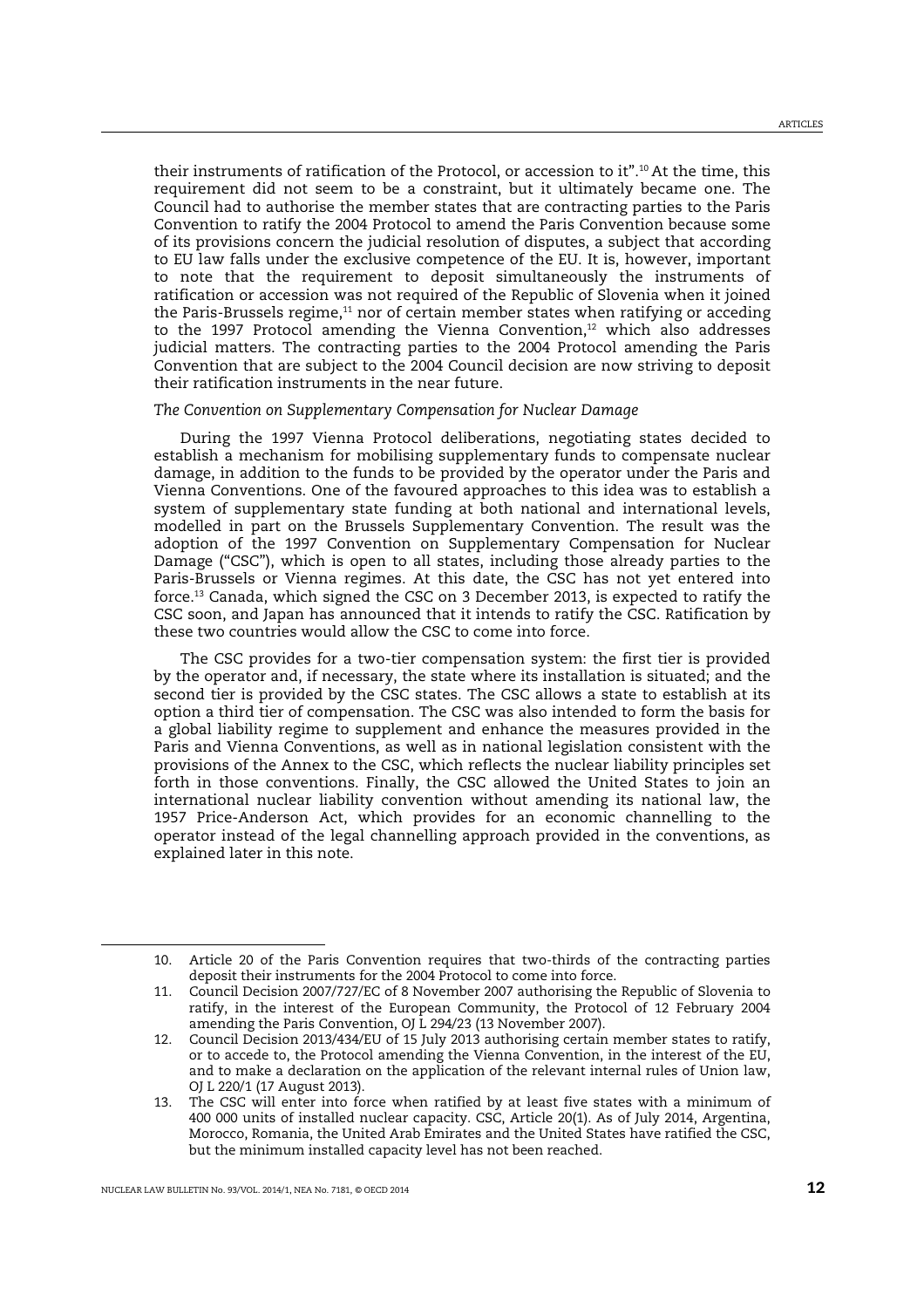their instruments of ratification of the Protocol, or accession to it".[10] At the time, this requirement did not seem to be a constraint, but it ultimately became one. The Council had to authorise the member states that are contracting parties to the Paris Convention to ratify the 2004 Protocol to amend the Paris Convention because some of its provisions concern the judicial resolution of disputes, a subject that according to EU law falls under the exclusive competence of the EU. It is, however, important to note that the requirement to deposit simultaneously the instruments of ratification or accession was not required of the Republic of Slovenia when it joined the Paris-Brussels regime,[11] nor of certain member states when ratifying or acceding to the 1997 Protocol amending the Vienna Convention,[12] which also addresses judicial matters. The contracting parties to the 2004 Protocol amending the Paris Convention that are subject to the 2004 Council decision are now striving to deposit their ratification instruments in the near future.

*The Convention on Supplementary Compensation for Nuclear Damage*

During the 1997 Vienna Protocol deliberations, negotiating states decided to establish a mechanism for mobilising supplementary funds to compensate nuclear damage, in addition to the funds to be provided by the operator under the Paris and Vienna Conventions. One of the favoured approaches to this idea was to establish a system of supplementary state funding at both national and international levels, modelled in part on the Brussels Supplementary Convention. The result was the adoption of the 1997 Convention on Supplementary Compensation for Nuclear Damage ("CSC"), which is open to all states, including those already parties to the Paris-Brussels or Vienna regimes. At this date, the CSC has not yet entered into force.[13] Canada, which signed the CSC on 3 December 2013, is expected to ratify the CSC soon, and Japan has announced that it intends to ratify the CSC. Ratification by these two countries would allow the CSC to come into force.

The CSC provides for a two-tier compensation system: the first tier is provided by the operator and, if necessary, the state where its installation is situated; and the second tier is provided by the CSC states. The CSC allows a state to establish at its option a third tier of compensation. The CSC was also intended to form the basis for a global liability regime to supplement and enhance the measures provided in the Paris and Vienna Conventions, as well as in national legislation consistent with the provisions of the Annex to the CSC, which reflects the nuclear liability principles set forth in those conventions. Finally, the CSC allowed the United States to join an international nuclear liability convention without amending its national law, the 1957 Price-Anderson Act, which provides for an economic channelling to the operator instead of the legal channelling approach provided in the conventions, as explained later in this note.

---

10. Article 20 of the Paris Convention requires that two-thirds of the contracting parties deposit their instruments for the 2004 Protocol to come into force.
11. Council Decision 2007/727/EC of 8 November 2007 authorising the Republic of Slovenia to ratify, in the interest of the European Community, the Protocol of 12 February 2004 amending the Paris Convention, OJ L 294/23 (13 November 2007).
12. Council Decision 2013/434/EU of 15 July 2013 authorising certain member states to ratify, or to accede to, the Protocol amending the Vienna Convention, in the interest of the EU, and to make a declaration on the application of the relevant internal rules of Union law, OJ L 220/1 (17 August 2013).
13. The CSC will enter into force when ratified by at least five states with a minimum of 400 000 units of installed nuclear capacity. CSC, Article 20(1). As of July 2014, Argentina, Morocco, Romania, the United Arab Emirates and the United States have ratified the CSC, but the minimum installed capacity level has not been reached.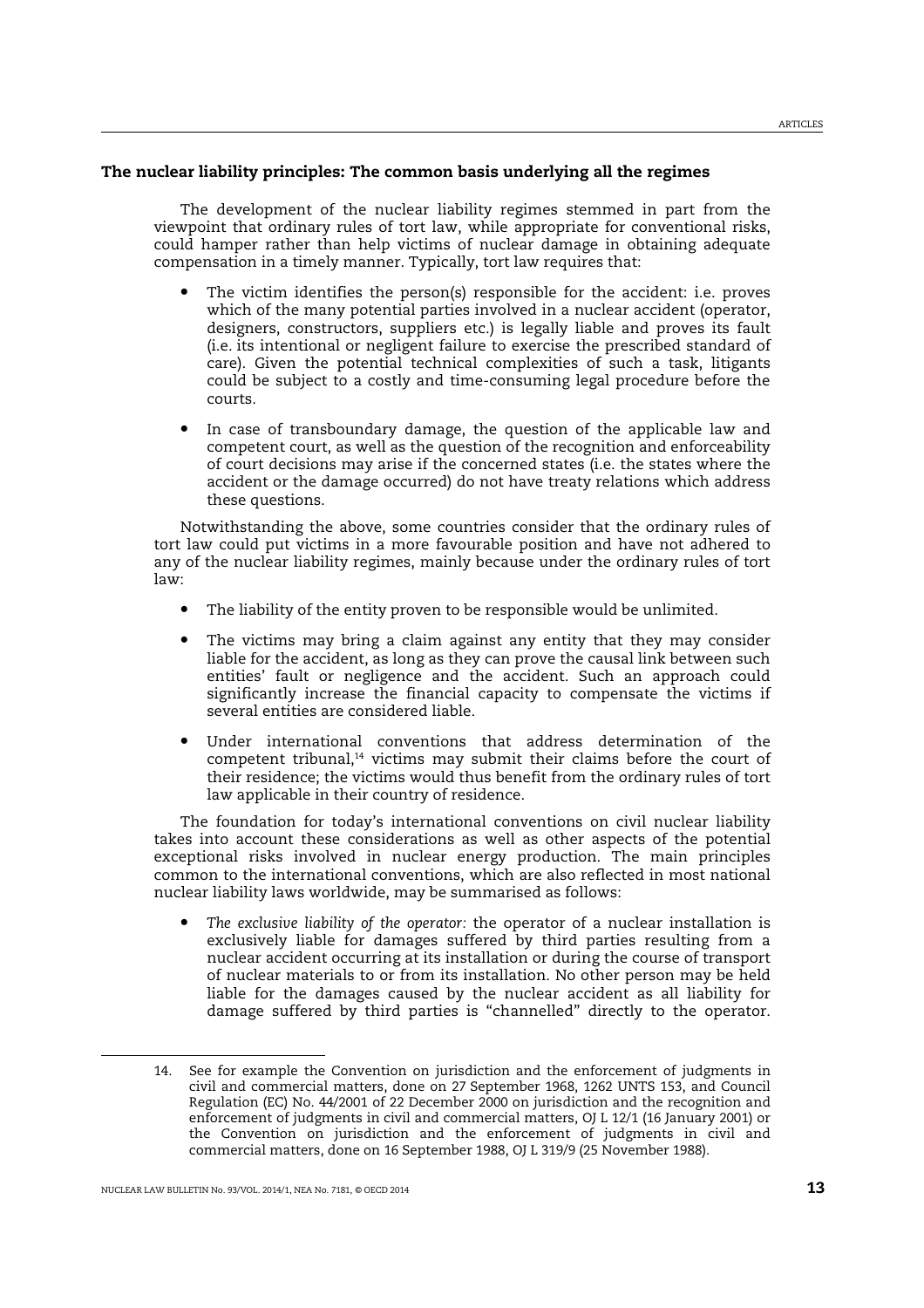### The nuclear liability principles: The common basis underlying all the regimes

The development of the nuclear liability regimes stemmed in part from the viewpoint that ordinary rules of tort law, while appropriate for conventional risks, could hamper rather than help victims of nuclear damage in obtaining adequate compensation in a timely manner. Typically, tort law requires that:

- The victim identifies the person(s) responsible for the accident: i.e. proves which of the many potential parties involved in a nuclear accident (operator, designers, constructors, suppliers etc.) is legally liable and proves its fault (i.e. its intentional or negligent failure to exercise the prescribed standard of care). Given the potential technical complexities of such a task, litigants could be subject to a costly and time-consuming legal procedure before the courts.
- In case of transboundary damage, the question of the applicable law and competent court, as well as the question of the recognition and enforceability of court decisions may arise if the concerned states (i.e. the states where the accident or the damage occurred) do not have treaty relations which address these questions.

Notwithstanding the above, some countries consider that the ordinary rules of tort law could put victims in a more favourable position and have not adhered to any of the nuclear liability regimes, mainly because under the ordinary rules of tort law:

- The liability of the entity proven to be responsible would be unlimited.
- The victims may bring a claim against any entity that they may consider liable for the accident, as long as they can prove the causal link between such entities' fault or negligence and the accident. Such an approach could significantly increase the financial capacity to compensate the victims if several entities are considered liable.
- Under international conventions that address determination of the competent tribunal,[14] victims may submit their claims before the court of their residence; the victims would thus benefit from the ordinary rules of tort law applicable in their country of residence.

The foundation for today's international conventions on civil nuclear liability takes into account these considerations as well as other aspects of the potential exceptional risks involved in nuclear energy production. The main principles common to the international conventions, which are also reflected in most national nuclear liability laws worldwide, may be summarised as follows:

- *The exclusive liability of the operator:* the operator of a nuclear installation is exclusively liable for damages suffered by third parties resulting from a nuclear accident occurring at its installation or during the course of transport of nuclear materials to or from its installation. No other person may be held liable for the damages caused by the nuclear accident as all liability for damage suffered by third parties is "channelled" directly to the operator.

---

14. See for example the Convention on jurisdiction and the enforcement of judgments in civil and commercial matters, done on 27 September 1968, 1262 UNTS 153, and Council Regulation (EC) No. 44/2001 of 22 December 2000 on jurisdiction and the recognition and enforcement of judgments in civil and commercial matters, OJ L 12/1 (16 January 2001) or the Convention on jurisdiction and the enforcement of judgments in civil and commercial matters, done on 16 September 1988, OJ L 319/9 (25 November 1988).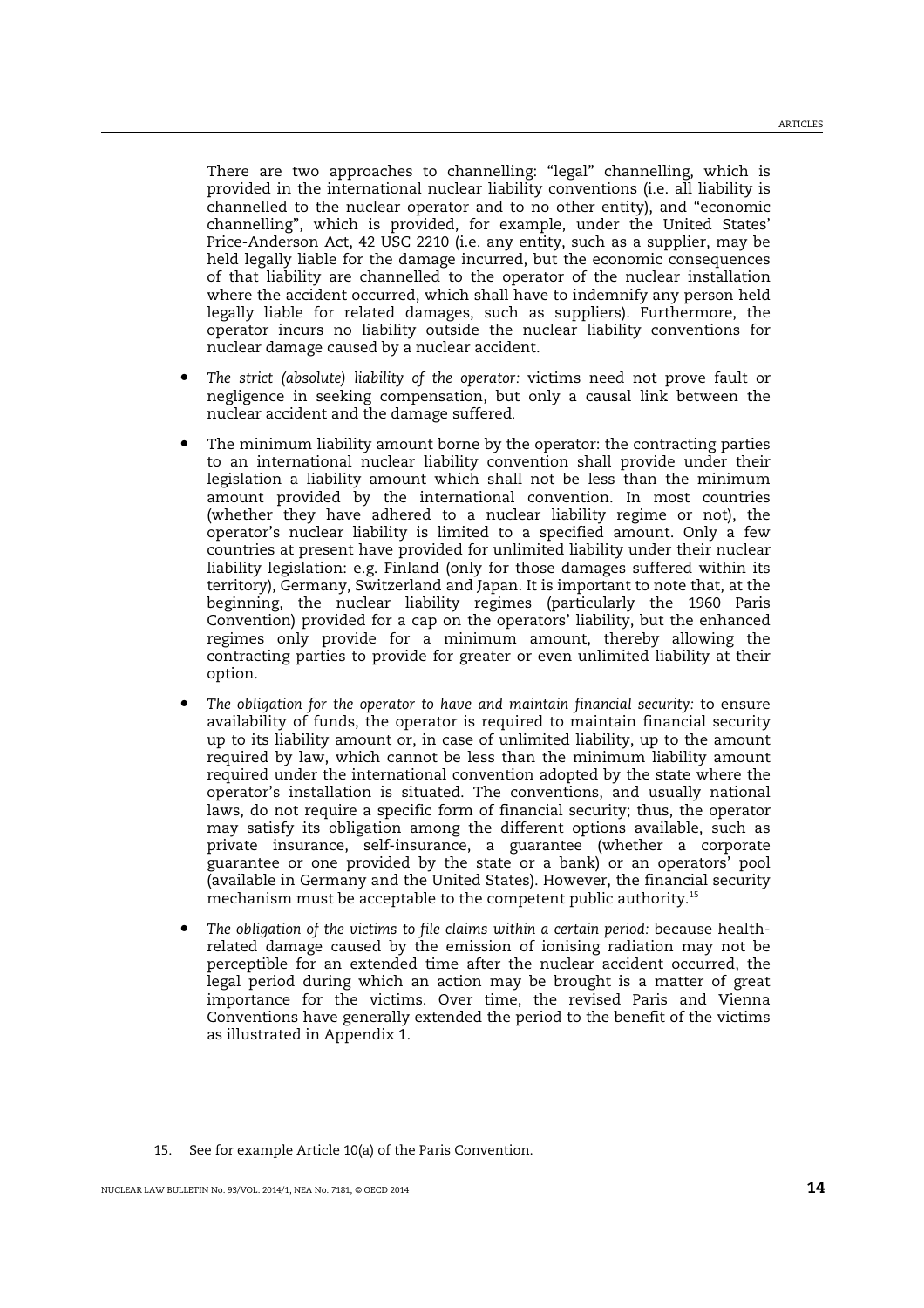There are two approaches to channelling: "legal" channelling, which is provided in the international nuclear liability conventions (i.e. all liability is channelled to the nuclear operator and to no other entity), and "economic channelling", which is provided, for example, under the United States' Price-Anderson Act, 42 USC 2210 (i.e. any entity, such as a supplier, may be held legally liable for the damage incurred, but the economic consequences of that liability are channelled to the operator of the nuclear installation where the accident occurred, which shall have to indemnify any person held legally liable for related damages, such as suppliers). Furthermore, the operator incurs no liability outside the nuclear liability conventions for nuclear damage caused by a nuclear accident.

- *The strict (absolute) liability of the operator:* victims need not prove fault or negligence in seeking compensation, but only a causal link between the nuclear accident and the damage suffered.
- The minimum liability amount borne by the operator: the contracting parties to an international nuclear liability convention shall provide under their legislation a liability amount which shall not be less than the minimum amount provided by the international convention. In most countries (whether they have adhered to a nuclear liability regime or not), the operator's nuclear liability is limited to a specified amount. Only a few countries at present have provided for unlimited liability under their nuclear liability legislation: e.g. Finland (only for those damages suffered within its territory), Germany, Switzerland and Japan. It is important to note that, at the beginning, the nuclear liability regimes (particularly the 1960 Paris Convention) provided for a cap on the operators' liability, but the enhanced regimes only provide for a minimum amount, thereby allowing the contracting parties to provide for greater or even unlimited liability at their option.
- *The obligation for the operator to have and maintain financial security:* to ensure availability of funds, the operator is required to maintain financial security up to its liability amount or, in case of unlimited liability, up to the amount required by law, which cannot be less than the minimum liability amount required under the international convention adopted by the state where the operator's installation is situated. The conventions, and usually national laws, do not require a specific form of financial security; thus, the operator may satisfy its obligation among the different options available, such as private insurance, self-insurance, a guarantee (whether a corporate guarantee or one provided by the state or a bank) or an operators' pool (available in Germany and the United States). However, the financial security mechanism must be acceptable to the competent public authority.[15]
- *The obligation of the victims to file claims within a certain period:* because health-related damage caused by the emission of ionising radiation may not be perceptible for an extended time after the nuclear accident occurred, the legal period during which an action may be brought is a matter of great importance for the victims. Over time, the revised Paris and Vienna Conventions have generally extended the period to the benefit of the victims as illustrated in Appendix 1.

15. See for example Article 10(a) of the Paris Convention.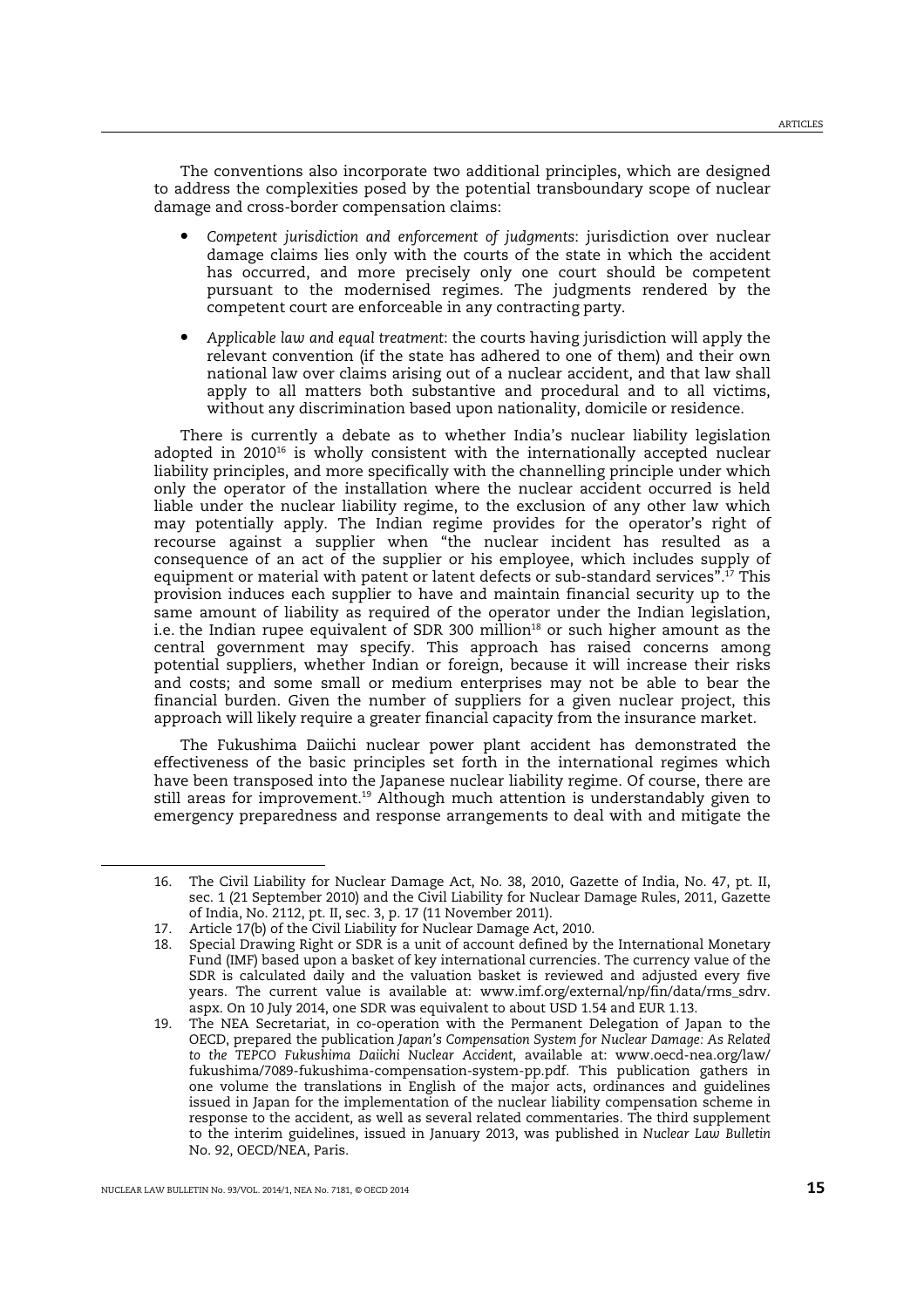The conventions also incorporate two additional principles, which are designed to address the complexities posed by the potential transboundary scope of nuclear damage and cross-border compensation claims:

- *Competent jurisdiction and enforcement of judgments*: jurisdiction over nuclear damage claims lies only with the courts of the state in which the accident has occurred, and more precisely only one court should be competent pursuant to the modernised regimes. The judgments rendered by the competent court are enforceable in any contracting party.
- *Applicable law and equal treatment*: the courts having jurisdiction will apply the relevant convention (if the state has adhered to one of them) and their own national law over claims arising out of a nuclear accident, and that law shall apply to all matters both substantive and procedural and to all victims, without any discrimination based upon nationality, domicile or residence.

There is currently a debate as to whether India's nuclear liability legislation adopted in 2010[16] is wholly consistent with the internationally accepted nuclear liability principles, and more specifically with the channelling principle under which only the operator of the installation where the nuclear accident occurred is held liable under the nuclear liability regime, to the exclusion of any other law which may potentially apply. The Indian regime provides for the operator's right of recourse against a supplier when "the nuclear incident has resulted as a consequence of an act of the supplier or his employee, which includes supply of equipment or material with patent or latent defects or sub-standard services".[17] This provision induces each supplier to have and maintain financial security up to the same amount of liability as required of the operator under the Indian legislation, i.e. the Indian rupee equivalent of SDR 300 million[18] or such higher amount as the central government may specify. This approach has raised concerns among potential suppliers, whether Indian or foreign, because it will increase their risks and costs; and some small or medium enterprises may not be able to bear the financial burden. Given the number of suppliers for a given nuclear project, this approach will likely require a greater financial capacity from the insurance market.

The Fukushima Daiichi nuclear power plant accident has demonstrated the effectiveness of the basic principles set forth in the international regimes which have been transposed into the Japanese nuclear liability regime. Of course, there are still areas for improvement.[19] Although much attention is understandably given to emergency preparedness and response arrangements to deal with and mitigate the

---

16. The Civil Liability for Nuclear Damage Act, No. 38, 2010, Gazette of India, No. 47, pt. II, sec. 1 (21 September 2010) and the Civil Liability for Nuclear Damage Rules, 2011, Gazette of India, No. 2112, pt. II, sec. 3, p. 17 (11 November 2011).
17. Article 17(b) of the Civil Liability for Nuclear Damage Act, 2010.
18. Special Drawing Right or SDR is a unit of account defined by the International Monetary Fund (IMF) based upon a basket of key international currencies. The currency value of the SDR is calculated daily and the valuation basket is reviewed and adjusted every five years. The current value is available at: www.imf.org/external/np/fin/data/rms_sdrv.aspx. On 10 July 2014, one SDR was equivalent to about USD 1.54 and EUR 1.13.
19. The NEA Secretariat, in co-operation with the Permanent Delegation of Japan to the OECD, prepared the publication *Japan's Compensation System for Nuclear Damage: As Related to the TEPCO Fukushima Daiichi Nuclear Accident*, available at: www.oecd-nea.org/law/fukushima/7089-fukushima-compensation-system-pp.pdf. This publication gathers in one volume the translations in English of the major acts, ordinances and guidelines issued in Japan for the implementation of the nuclear liability compensation scheme in response to the accident, as well as several related commentaries. The third supplement to the interim guidelines, issued in January 2013, was published in *Nuclear Law Bulletin* No. 92, OECD/NEA, Paris.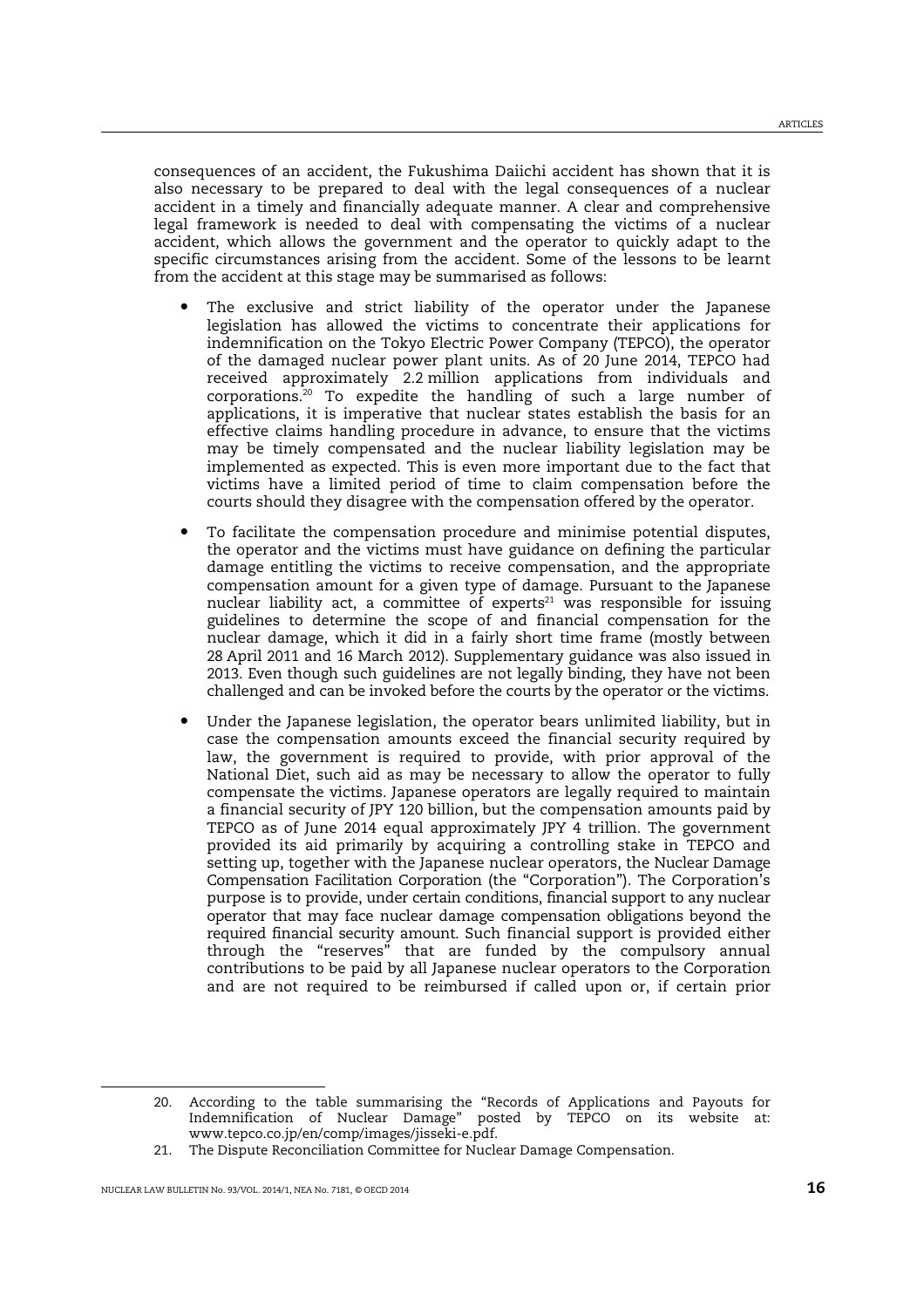consequences of an accident, the Fukushima Daiichi accident has shown that it is also necessary to be prepared to deal with the legal consequences of a nuclear accident in a timely and financially adequate manner. A clear and comprehensive legal framework is needed to deal with compensating the victims of a nuclear accident, which allows the government and the operator to quickly adapt to the specific circumstances arising from the accident. Some of the lessons to be learnt from the accident at this stage may be summarised as follows:

- The exclusive and strict liability of the operator under the Japanese legislation has allowed the victims to concentrate their applications for indemnification on the Tokyo Electric Power Company (TEPCO), the operator of the damaged nuclear power plant units. As of 20 June 2014, TEPCO had received approximately 2.2 million applications from individuals and corporations.[20] To expedite the handling of such a large number of applications, it is imperative that nuclear states establish the basis for an effective claims handling procedure in advance, to ensure that the victims may be timely compensated and the nuclear liability legislation may be implemented as expected. This is even more important due to the fact that victims have a limited period of time to claim compensation before the courts should they disagree with the compensation offered by the operator.

- To facilitate the compensation procedure and minimise potential disputes, the operator and the victims must have guidance on defining the particular damage entitling the victims to receive compensation, and the appropriate compensation amount for a given type of damage. Pursuant to the Japanese nuclear liability act, a committee of experts[21] was responsible for issuing guidelines to determine the scope of and financial compensation for the nuclear damage, which it did in a fairly short time frame (mostly between 28 April 2011 and 16 March 2012). Supplementary guidance was also issued in 2013. Even though such guidelines are not legally binding, they have not been challenged and can be invoked before the courts by the operator or the victims.

- Under the Japanese legislation, the operator bears unlimited liability, but in case the compensation amounts exceed the financial security required by law, the government is required to provide, with prior approval of the National Diet, such aid as may be necessary to allow the operator to fully compensate the victims. Japanese operators are legally required to maintain a financial security of JPY 120 billion, but the compensation amounts paid by TEPCO as of June 2014 equal approximately JPY 4 trillion. The government provided its aid primarily by acquiring a controlling stake in TEPCO and setting up, together with the Japanese nuclear operators, the Nuclear Damage Compensation Facilitation Corporation (the "Corporation"). The Corporation's purpose is to provide, under certain conditions, financial support to any nuclear operator that may face nuclear damage compensation obligations beyond the required financial security amount. Such financial support is provided either through the "reserves" that are funded by the compulsory annual contributions to be paid by all Japanese nuclear operators to the Corporation and are not required to be reimbursed if called upon or, if certain prior

---

20. According to the table summarising the "Records of Applications and Payouts for Indemnification of Nuclear Damage" posted by TEPCO on its website at: www.tepco.co.jp/en/comp/images/jisseki-e.pdf.

21. The Dispute Reconciliation Committee for Nuclear Damage Compensation.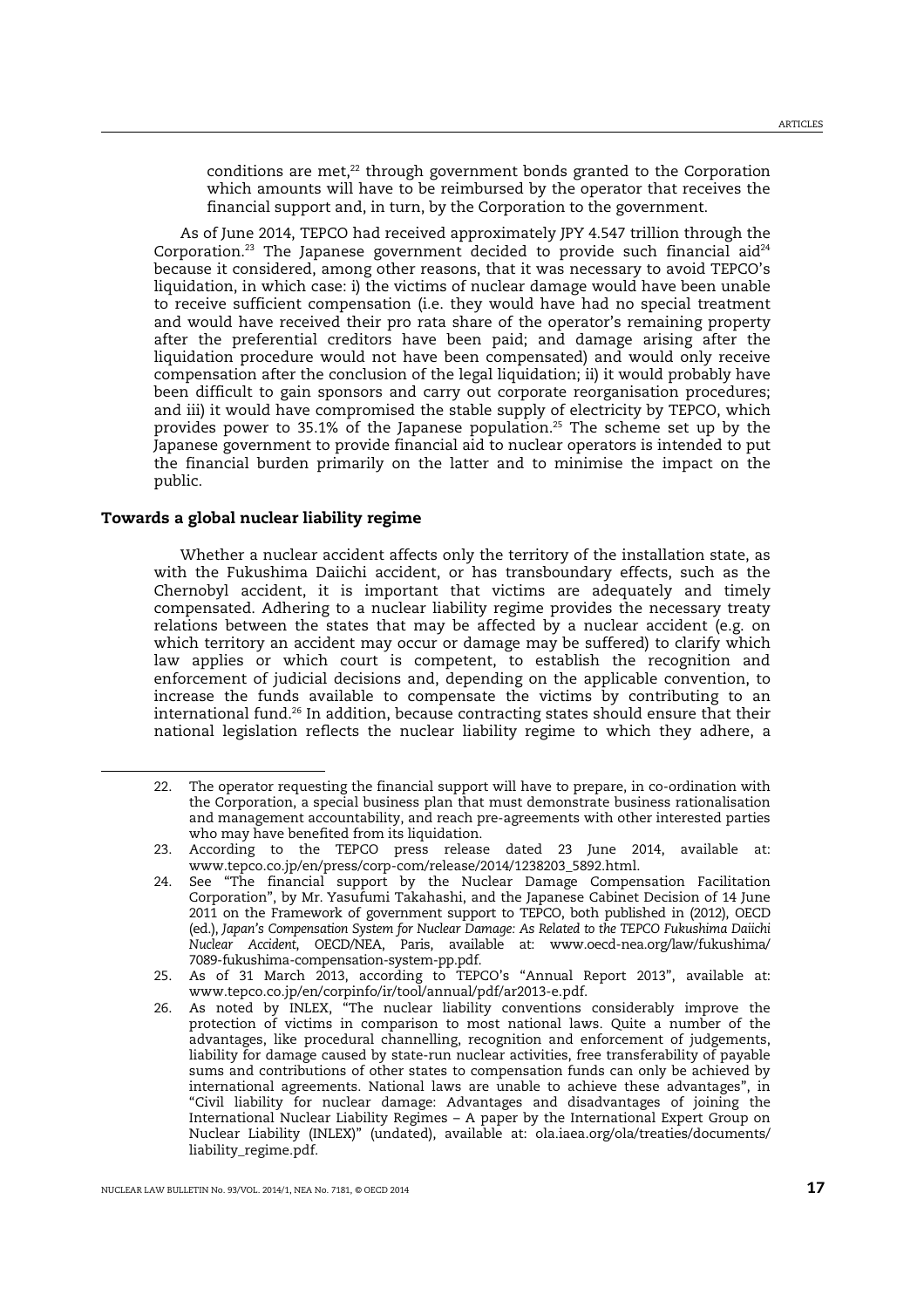conditions are met,[22] through government bonds granted to the Corporation which amounts will have to be reimbursed by the operator that receives the financial support and, in turn, by the Corporation to the government.

As of June 2014, TEPCO had received approximately JPY 4.547 trillion through the Corporation.[23] The Japanese government decided to provide such financial aid[24] because it considered, among other reasons, that it was necessary to avoid TEPCO's liquidation, in which case: i) the victims of nuclear damage would have been unable to receive sufficient compensation (i.e. they would have had no special treatment and would have received their pro rata share of the operator's remaining property after the preferential creditors have been paid; and damage arising after the liquidation procedure would not have been compensated) and would only receive compensation after the conclusion of the legal liquidation; ii) it would probably have been difficult to gain sponsors and carry out corporate reorganisation procedures; and iii) it would have compromised the stable supply of electricity by TEPCO, which provides power to 35.1% of the Japanese population.[25] The scheme set up by the Japanese government to provide financial aid to nuclear operators is intended to put the financial burden primarily on the latter and to minimise the impact on the public.

## Towards a global nuclear liability regime

Whether a nuclear accident affects only the territory of the installation state, as with the Fukushima Daiichi accident, or has transboundary effects, such as the Chernobyl accident, it is important that victims are adequately and timely compensated. Adhering to a nuclear liability regime provides the necessary treaty relations between the states that may be affected by a nuclear accident (e.g. on which territory an accident may occur or damage may be suffered) to clarify which law applies or which court is competent, to establish the recognition and enforcement of judicial decisions and, depending on the applicable convention, to increase the funds available to compensate the victims by contributing to an international fund.[26] In addition, because contracting states should ensure that their national legislation reflects the nuclear liability regime to which they adhere, a

---

22. The operator requesting the financial support will have to prepare, in co-ordination with the Corporation, a special business plan that must demonstrate business rationalisation and management accountability, and reach pre-agreements with other interested parties who may have benefited from its liquidation.

23. According to the TEPCO press release dated 23 June 2014, available at: www.tepco.co.jp/en/press/corp-com/release/2014/1238203_5892.html.

24. See "The financial support by the Nuclear Damage Compensation Facilitation Corporation", by Mr. Yasufumi Takahashi, and the Japanese Cabinet Decision of 14 June 2011 on the Framework of government support to TEPCO, both published in (2012), OECD (ed.), *Japan's Compensation System for Nuclear Damage: As Related to the TEPCO Fukushima Daiichi Nuclear Accident*, OECD/NEA, Paris, available at: www.oecd-nea.org/law/fukushima/7089-fukushima-compensation-system-pp.pdf.

25. As of 31 March 2013, according to TEPCO's "Annual Report 2013", available at: www.tepco.co.jp/en/corpinfo/ir/tool/annual/pdf/ar2013-e.pdf.

26. As noted by INLEX, "The nuclear liability conventions considerably improve the protection of victims in comparison to most national laws. Quite a number of the advantages, like procedural channelling, recognition and enforcement of judgements, liability for damage caused by state-run nuclear activities, free transferability of payable sums and contributions of other states to compensation funds can only be achieved by international agreements. National laws are unable to achieve these advantages", in "Civil liability for nuclear damage: Advantages and disadvantages of joining the International Nuclear Liability Regimes – A paper by the International Expert Group on Nuclear Liability (INLEX)" (undated), available at: ola.iaea.org/ola/treaties/documents/liability_regime.pdf.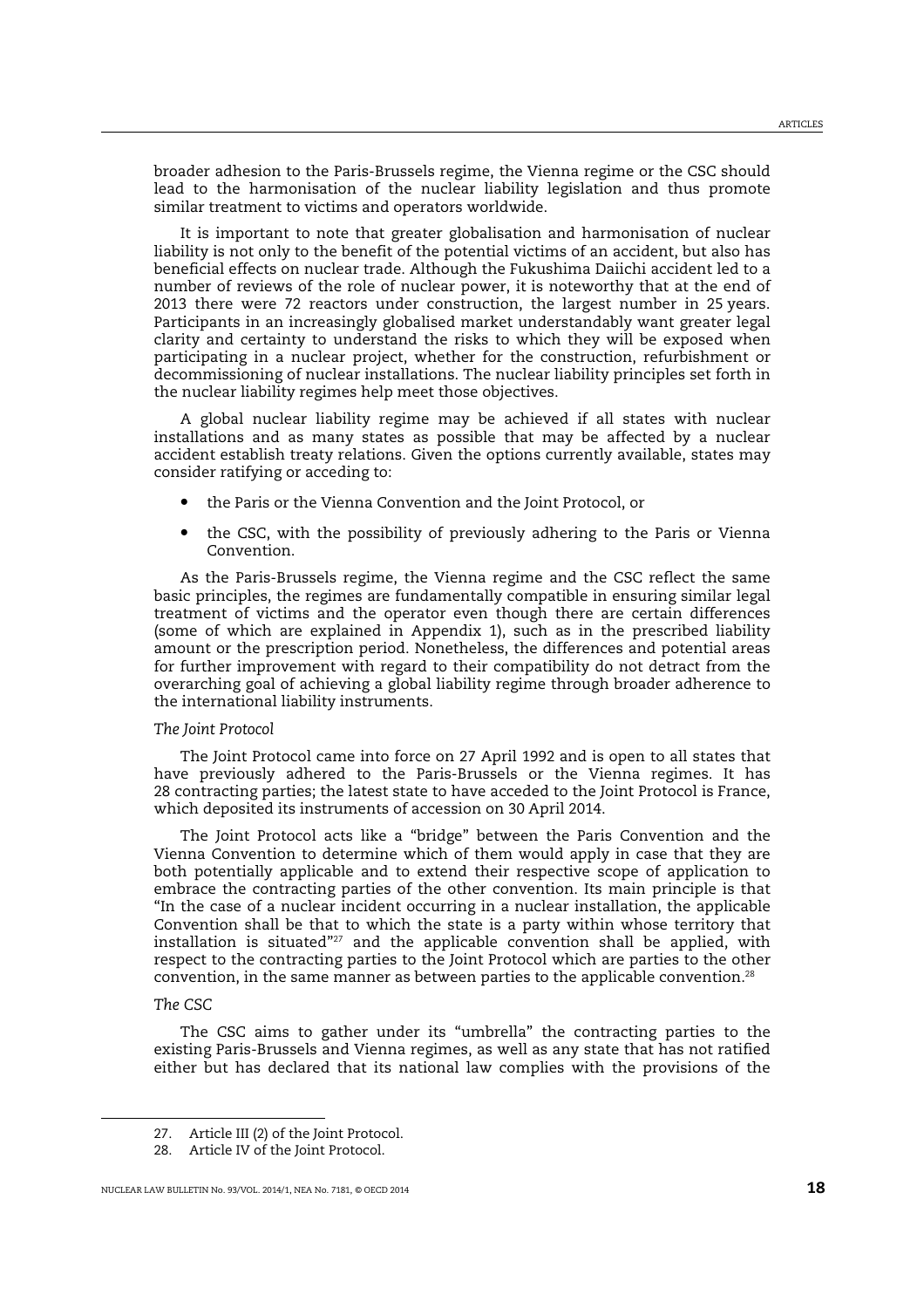broader adhesion to the Paris-Brussels regime, the Vienna regime or the CSC should lead to the harmonisation of the nuclear liability legislation and thus promote similar treatment to victims and operators worldwide.

It is important to note that greater globalisation and harmonisation of nuclear liability is not only to the benefit of the potential victims of an accident, but also has beneficial effects on nuclear trade. Although the Fukushima Daiichi accident led to a number of reviews of the role of nuclear power, it is noteworthy that at the end of 2013 there were 72 reactors under construction, the largest number in 25 years. Participants in an increasingly globalised market understandably want greater legal clarity and certainty to understand the risks to which they will be exposed when participating in a nuclear project, whether for the construction, refurbishment or decommissioning of nuclear installations. The nuclear liability principles set forth in the nuclear liability regimes help meet those objectives.

A global nuclear liability regime may be achieved if all states with nuclear installations and as many states as possible that may be affected by a nuclear accident establish treaty relations. Given the options currently available, states may consider ratifying or acceding to:

- the Paris or the Vienna Convention and the Joint Protocol, or
- the CSC, with the possibility of previously adhering to the Paris or Vienna Convention.

As the Paris-Brussels regime, the Vienna regime and the CSC reflect the same basic principles, the regimes are fundamentally compatible in ensuring similar legal treatment of victims and the operator even though there are certain differences (some of which are explained in Appendix 1), such as in the prescribed liability amount or the prescription period. Nonetheless, the differences and potential areas for further improvement with regard to their compatibility do not detract from the overarching goal of achieving a global liability regime through broader adherence to the international liability instruments.

*The Joint Protocol*

The Joint Protocol came into force on 27 April 1992 and is open to all states that have previously adhered to the Paris-Brussels or the Vienna regimes. It has 28 contracting parties; the latest state to have acceded to the Joint Protocol is France, which deposited its instruments of accession on 30 April 2014.

The Joint Protocol acts like a "bridge" between the Paris Convention and the Vienna Convention to determine which of them would apply in case that they are both potentially applicable and to extend their respective scope of application to embrace the contracting parties of the other convention. Its main principle is that "In the case of a nuclear incident occurring in a nuclear installation, the applicable Convention shall be that to which the state is a party within whose territory that installation is situated"[27] and the applicable convention shall be applied, with respect to the contracting parties to the Joint Protocol which are parties to the other convention, in the same manner as between parties to the applicable convention.[28]

*The CSC*

The CSC aims to gather under its "umbrella" the contracting parties to the existing Paris-Brussels and Vienna regimes, as well as any state that has not ratified either but has declared that its national law complies with the provisions of the

27. Article III (2) of the Joint Protocol.

28. Article IV of the Joint Protocol.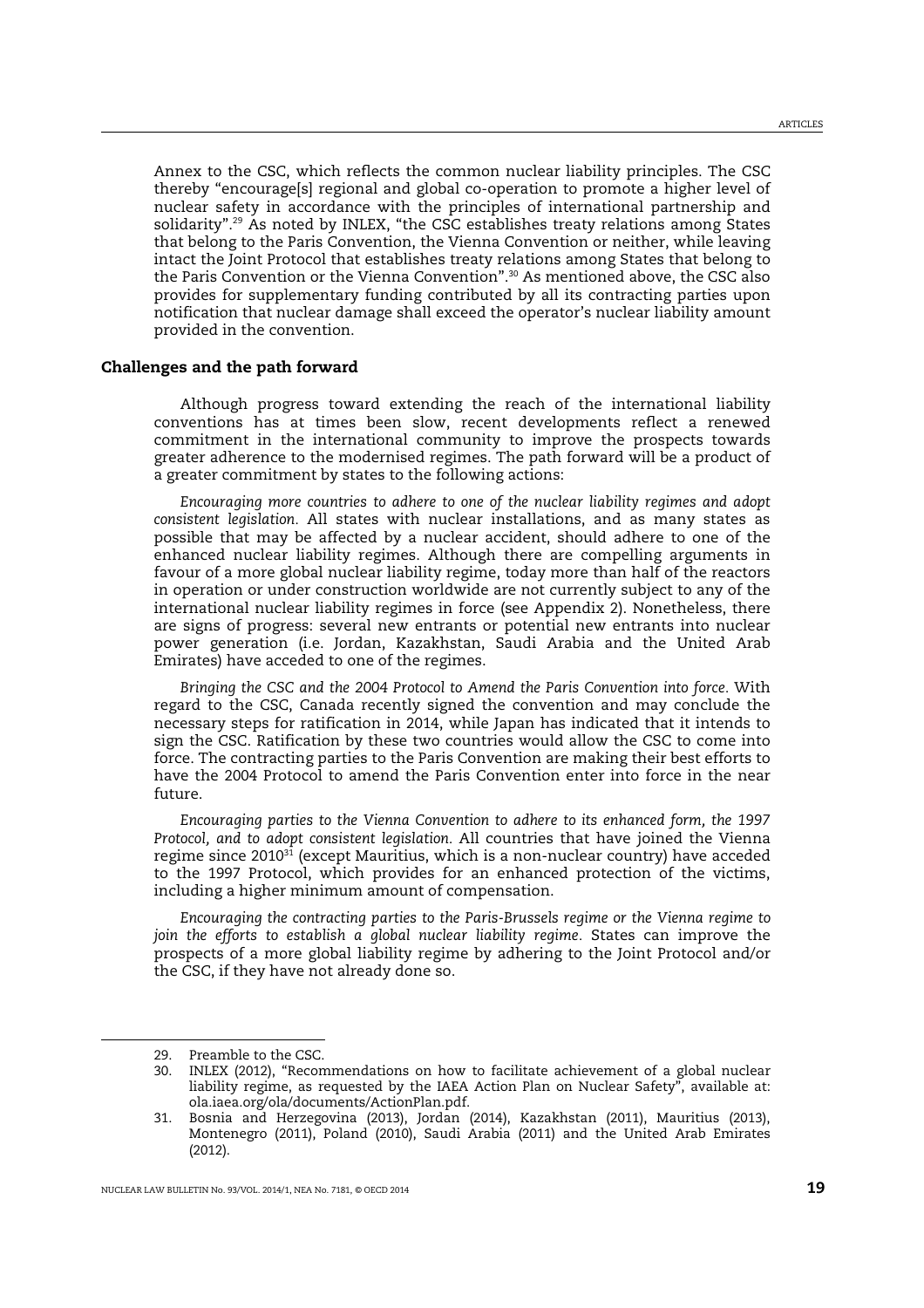Annex to the CSC, which reflects the common nuclear liability principles. The CSC thereby "encourage[s] regional and global co-operation to promote a higher level of nuclear safety in accordance with the principles of international partnership and solidarity".[29] As noted by INLEX, "the CSC establishes treaty relations among States that belong to the Paris Convention, the Vienna Convention or neither, while leaving intact the Joint Protocol that establishes treaty relations among States that belong to the Paris Convention or the Vienna Convention".[30] As mentioned above, the CSC also provides for supplementary funding contributed by all its contracting parties upon notification that nuclear damage shall exceed the operator's nuclear liability amount provided in the convention.

## Challenges and the path forward

Although progress toward extending the reach of the international liability conventions has at times been slow, recent developments reflect a renewed commitment in the international community to improve the prospects towards greater adherence to the modernised regimes. The path forward will be a product of a greater commitment by states to the following actions:

*Encouraging more countries to adhere to one of the nuclear liability regimes and adopt consistent legislation.* All states with nuclear installations, and as many states as possible that may be affected by a nuclear accident, should adhere to one of the enhanced nuclear liability regimes. Although there are compelling arguments in favour of a more global nuclear liability regime, today more than half of the reactors in operation or under construction worldwide are not currently subject to any of the international nuclear liability regimes in force (see Appendix 2). Nonetheless, there are signs of progress: several new entrants or potential new entrants into nuclear power generation (i.e. Jordan, Kazakhstan, Saudi Arabia and the United Arab Emirates) have acceded to one of the regimes.

*Bringing the CSC and the 2004 Protocol to Amend the Paris Convention into force.* With regard to the CSC, Canada recently signed the convention and may conclude the necessary steps for ratification in 2014, while Japan has indicated that it intends to sign the CSC. Ratification by these two countries would allow the CSC to come into force. The contracting parties to the Paris Convention are making their best efforts to have the 2004 Protocol to amend the Paris Convention enter into force in the near future.

*Encouraging parties to the Vienna Convention to adhere to its enhanced form, the 1997 Protocol, and to adopt consistent legislation.* All countries that have joined the Vienna regime since 2010[31] (except Mauritius, which is a non-nuclear country) have acceded to the 1997 Protocol, which provides for an enhanced protection of the victims, including a higher minimum amount of compensation.

*Encouraging the contracting parties to the Paris-Brussels regime or the Vienna regime to join the efforts to establish a global nuclear liability regime.* States can improve the prospects of a more global liability regime by adhering to the Joint Protocol and/or the CSC, if they have not already done so.

---

29. Preamble to the CSC.
30. INLEX (2012), "Recommendations on how to facilitate achievement of a global nuclear liability regime, as requested by the IAEA Action Plan on Nuclear Safety", available at: ola.iaea.org/ola/documents/ActionPlan.pdf.
31. Bosnia and Herzegovina (2013), Jordan (2014), Kazakhstan (2011), Mauritius (2013), Montenegro (2011), Poland (2010), Saudi Arabia (2011) and the United Arab Emirates (2012).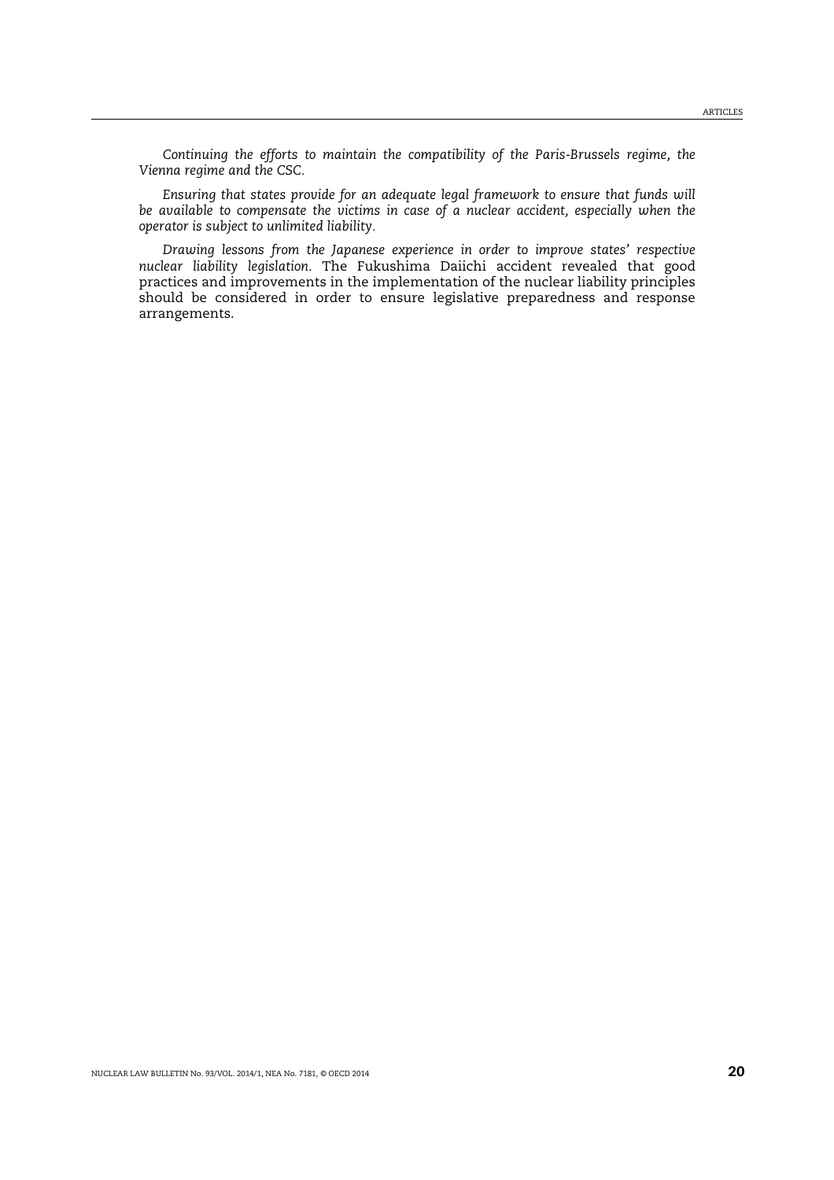*Continuing the efforts to maintain the compatibility of the Paris-Brussels regime, the Vienna regime and the CSC.*

*Ensuring that states provide for an adequate legal framework to ensure that funds will be available to compensate the victims in case of a nuclear accident, especially when the operator is subject to unlimited liability.*

*Drawing lessons from the Japanese experience in order to improve states' respective nuclear liability legislation.* The Fukushima Daiichi accident revealed that good practices and improvements in the implementation of the nuclear liability principles should be considered in order to ensure legislative preparedness and response arrangements.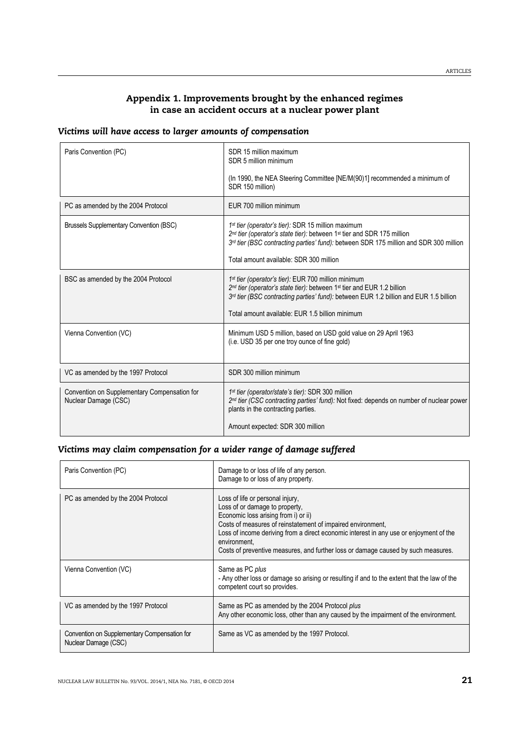# Appendix 1. Improvements brought by the enhanced regimes in case an accident occurs at a nuclear power plant

## *Victims will have access to larger amounts of compensation*

| | |
|---|---|
| Paris Convention (PC) | SDR 15 million maximum<br>SDR 5 million minimum<br><br>(In 1990, the NEA Steering Committee [NE/M(90)1] recommended a minimum of SDR 150 million) |
| PC as amended by the 2004 Protocol | EUR 700 million minimum |
| Brussels Supplementary Convention (BSC) | *1st tier (operator's tier):* SDR 15 million maximum<br>*2nd tier (operator's state tier):* between 1st tier and SDR 175 million<br>*3rd tier (BSC contracting parties' fund):* between SDR 175 million and SDR 300 million<br><br>Total amount available: SDR 300 million |
| BSC as amended by the 2004 Protocol | *1st tier (operator's tier):* EUR 700 million minimum<br>*2nd tier (operator's state tier):* between 1st tier and EUR 1.2 billion<br>*3rd tier (BSC contracting parties' fund):* between EUR 1.2 billion and EUR 1.5 billion<br><br>Total amount available: EUR 1.5 billion minimum |
| Vienna Convention (VC) | Minimum USD 5 million, based on USD gold value on 29 April 1963<br>(i.e. USD 35 per one troy ounce of fine gold) |
| VC as amended by the 1997 Protocol | SDR 300 million minimum |
| Convention on Supplementary Compensation for Nuclear Damage (CSC) | *1st tier (operator/state's tier):* SDR 300 million<br>*2nd tier (CSC contracting parties' fund):* Not fixed: depends on number of nuclear power plants in the contracting parties.<br><br>Amount expected: SDR 300 million |

## *Victims may claim compensation for a wider range of damage suffered*

| | |
|---|---|
| Paris Convention (PC) | Damage to or loss of life of any person.<br>Damage to or loss of any property. |
| PC as amended by the 2004 Protocol | Loss of life or personal injury,<br>Loss of or damage to property,<br>Economic loss arising from i) or ii)<br>Costs of measures of reinstatement of impaired environment,<br>Loss of income deriving from a direct economic interest in any use or enjoyment of the environment,<br>Costs of preventive measures, and further loss or damage caused by such measures. |
| Vienna Convention (VC) | Same as PC *plus*<br>- Any other loss or damage so arising or resulting if and to the extent that the law of the competent court so provides. |
| VC as amended by the 1997 Protocol | Same as PC as amended by the 2004 Protocol *plus*<br>Any other economic loss, other than any caused by the impairment of the environment. |
| Convention on Supplementary Compensation for Nuclear Damage (CSC) | Same as VC as amended by the 1997 Protocol. |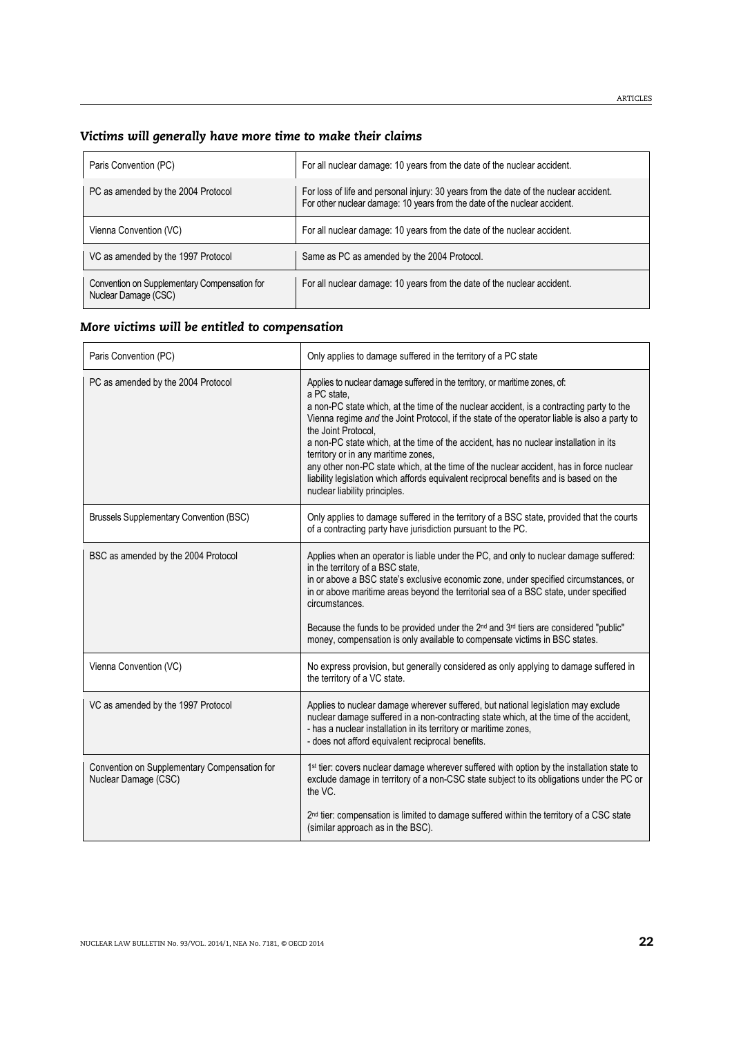### *Victims will generally have more time to make their claims*

| | |
|---|---|
| Paris Convention (PC) | For all nuclear damage: 10 years from the date of the nuclear accident. |
| PC as amended by the 2004 Protocol | For loss of life and personal injury: 30 years from the date of the nuclear accident.<br>For other nuclear damage: 10 years from the date of the nuclear accident. |
| Vienna Convention (VC) | For all nuclear damage: 10 years from the date of the nuclear accident. |
| VC as amended by the 1997 Protocol | Same as PC as amended by the 2004 Protocol. |
| Convention on Supplementary Compensation for Nuclear Damage (CSC) | For all nuclear damage: 10 years from the date of the nuclear accident. |

### *More victims will be entitled to compensation*

| | |
|---|---|
| Paris Convention (PC) | Only applies to damage suffered in the territory of a PC state |
| PC as amended by the 2004 Protocol | Applies to nuclear damage suffered in the territory, or maritime zones, of:<br>a PC state,<br>a non-PC state which, at the time of the nuclear accident, is a contracting party to the Vienna regime *and* the Joint Protocol, if the state of the operator liable is also a party to the Joint Protocol,<br>a non-PC state which, at the time of the accident, has no nuclear installation in its territory or in any maritime zones,<br>any other non-PC state which, at the time of the nuclear accident, has in force nuclear liability legislation which affords equivalent reciprocal benefits and is based on the nuclear liability principles. |
| Brussels Supplementary Convention (BSC) | Only applies to damage suffered in the territory of a BSC state, provided that the courts of a contracting party have jurisdiction pursuant to the PC. |
| BSC as amended by the 2004 Protocol | Applies when an operator is liable under the PC, and only to nuclear damage suffered:<br>in the territory of a BSC state,<br>in or above a BSC state's exclusive economic zone, under specified circumstances, or<br>in or above maritime areas beyond the territorial sea of a BSC state, under specified circumstances.<br><br>Because the funds to be provided under the 2nd and 3rd tiers are considered "public" money, compensation is only available to compensate victims in BSC states. |
| Vienna Convention (VC) | No express provision, but generally considered as only applying to damage suffered in the territory of a VC state. |
| VC as amended by the 1997 Protocol | Applies to nuclear damage wherever suffered, but national legislation may exclude nuclear damage suffered in a non-contracting state which, at the time of the accident,<br>- has a nuclear installation in its territory or maritime zones,<br>- does not afford equivalent reciprocal benefits. |
| Convention on Supplementary Compensation for Nuclear Damage (CSC) | 1st tier: covers nuclear damage wherever suffered with option by the installation state to exclude damage in territory of a non-CSC state subject to its obligations under the PC or the VC.<br><br>2nd tier: compensation is limited to damage suffered within the territory of a CSC state (similar approach as in the BSC). |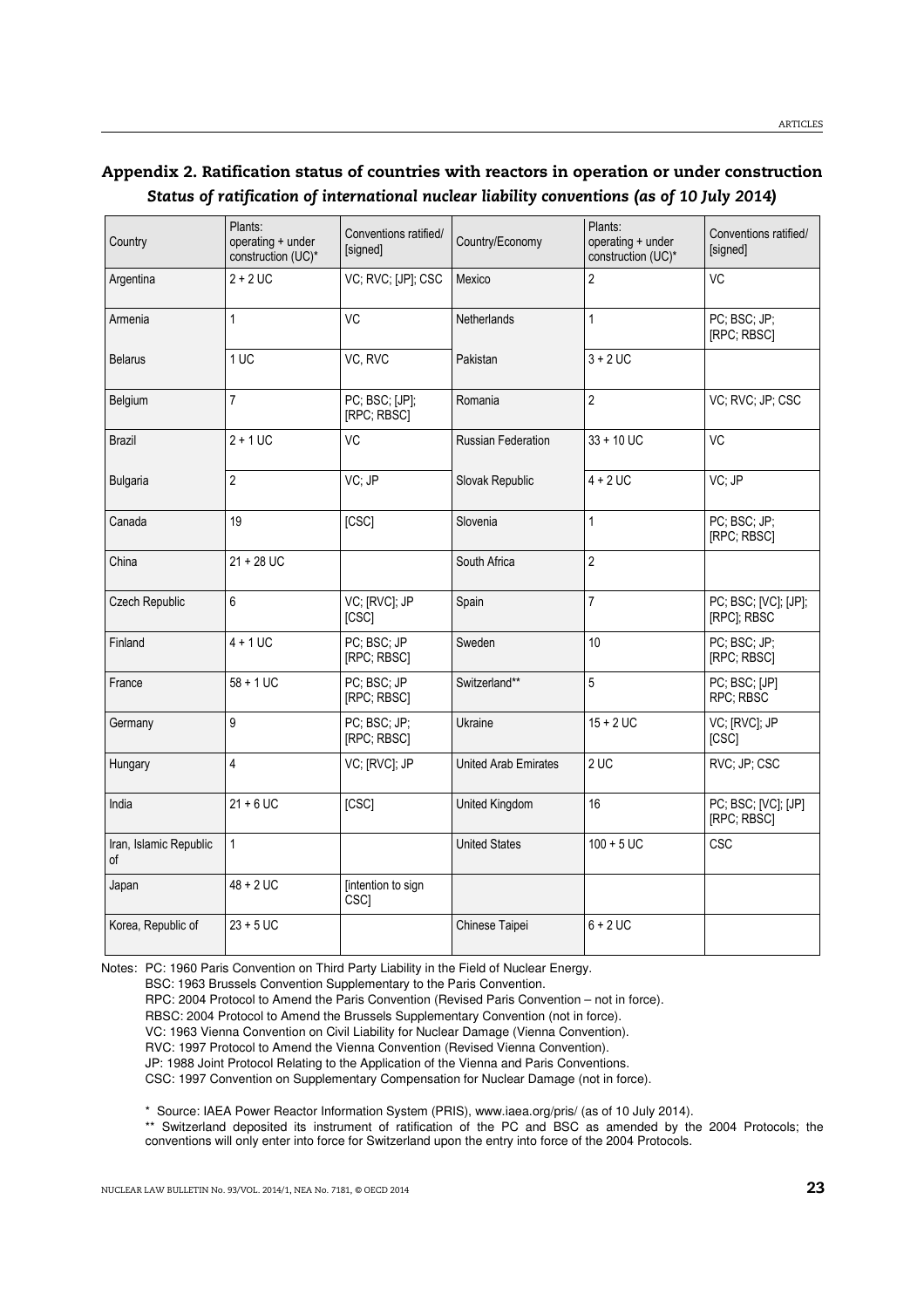## Appendix 2. Ratification status of countries with reactors in operation or under construction

### *Status of ratification of international nuclear liability conventions (as of 10 July 2014)*

| Country | Plants: operating + under construction (UC)* | Conventions ratified/ [signed] | Country/Economy | Plants: operating + under construction (UC)* | Conventions ratified/ [signed] |
|---|---|---|---|---|---|
| Argentina | 2 + 2 UC | VC; RVC; [JP]; CSC | Mexico | 2 | VC |
| Armenia | 1 | VC | Netherlands | 1 | PC; BSC; JP; [RPC; RBSC] |
| Belarus | 1 UC | VC, RVC | Pakistan | 3 + 2 UC | |
| Belgium | 7 | PC; BSC; [JP]; [RPC; RBSC] | Romania | 2 | VC; RVC; JP; CSC |
| Brazil | 2 + 1 UC | VC | Russian Federation | 33 + 10 UC | VC |
| Bulgaria | 2 | VC; JP | Slovak Republic | 4 + 2 UC | VC; JP |
| Canada | 19 | [CSC] | Slovenia | 1 | PC; BSC; JP; [RPC; RBSC] |
| China | 21 + 28 UC | | South Africa | 2 | |
| Czech Republic | 6 | VC; [RVC]; JP [CSC] | Spain | 7 | PC; BSC; [VC]; [JP]; [RPC]; RBSC |
| Finland | 4 + 1 UC | PC; BSC; JP [RPC; RBSC] | Sweden | 10 | PC; BSC; JP; [RPC; RBSC] |
| France | 58 + 1 UC | PC; BSC; JP [RPC; RBSC] | Switzerland** | 5 | PC; BSC; [JP] RPC; RBSC |
| Germany | 9 | PC; BSC; JP; [RPC; RBSC] | Ukraine | 15 + 2 UC | VC; [RVC]; JP [CSC] |
| Hungary | 4 | VC; [RVC]; JP | United Arab Emirates | 2 UC | RVC; JP; CSC |
| India | 21 + 6 UC | [CSC] | United Kingdom | 16 | PC; BSC; [VC]; [JP] [RPC; RBSC] |
| Iran, Islamic Republic of | 1 | | United States | 100 + 5 UC | CSC |
| Japan | 48 + 2 UC | [intention to sign CSC] | | | |
| Korea, Republic of | 23 + 5 UC | | Chinese Taipei | 6 + 2 UC | |

Notes: PC: 1960 Paris Convention on Third Party Liability in the Field of Nuclear Energy.
BSC: 1963 Brussels Convention Supplementary to the Paris Convention.
RPC: 2004 Protocol to Amend the Paris Convention (Revised Paris Convention – not in force).
RBSC: 2004 Protocol to Amend the Brussels Supplementary Convention (not in force).
VC: 1963 Vienna Convention on Civil Liability for Nuclear Damage (Vienna Convention).
RVC: 1997 Protocol to Amend the Vienna Convention (Revised Vienna Convention).
JP: 1988 Joint Protocol Relating to the Application of the Vienna and Paris Conventions.
CSC: 1997 Convention on Supplementary Compensation for Nuclear Damage (not in force).

\* Source: IAEA Power Reactor Information System (PRIS), www.iaea.org/pris/ (as of 10 July 2014).

\*\* Switzerland deposited its instrument of ratification of the PC and BSC as amended by the 2004 Protocols; the conventions will only enter into force for Switzerland upon the entry into force of the 2004 Protocols.